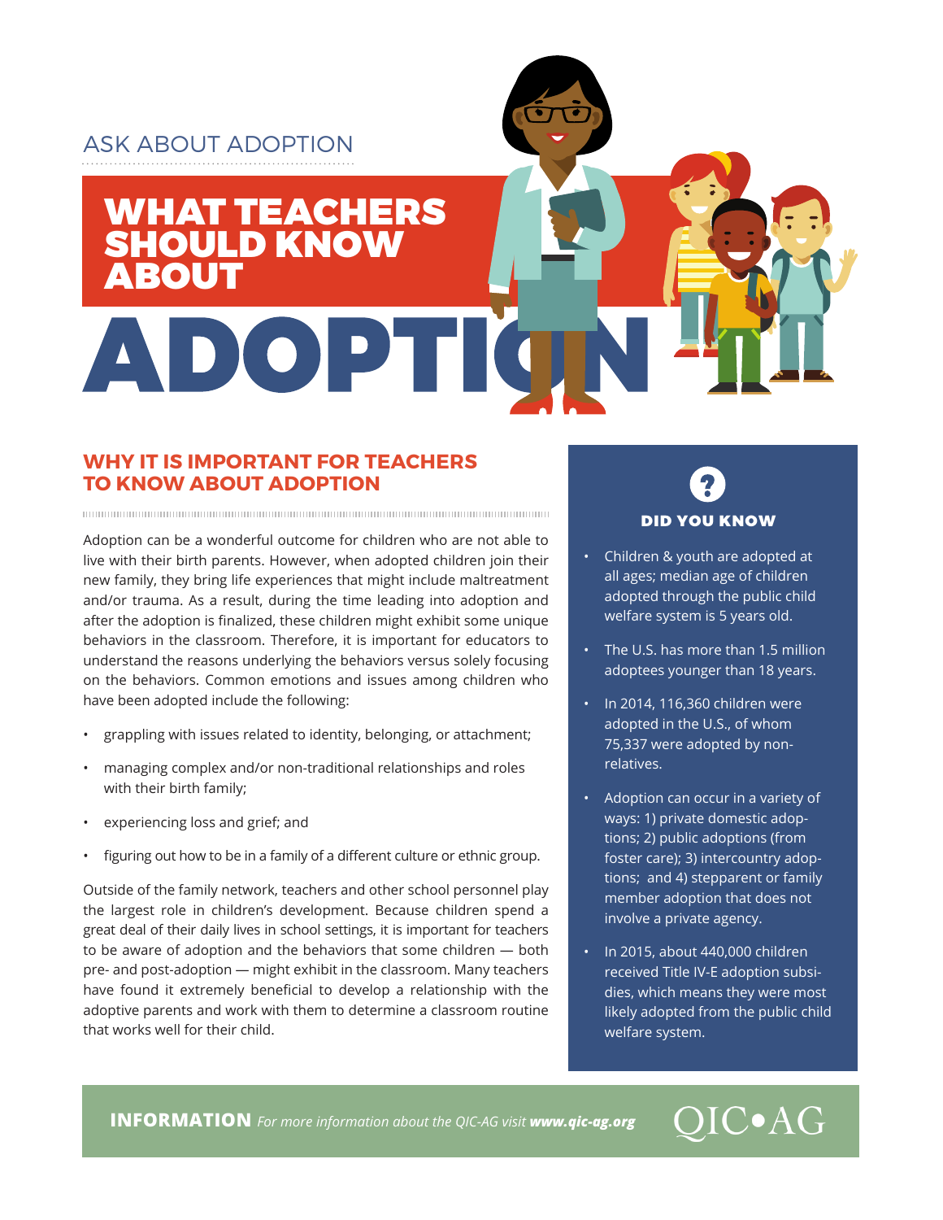ASK ABOUT ADOPTION

# WHAT TEACHERS SHOULD KNOW ABOUT ADOPTION

## WHY IT IS IMPORTANT FOR TEACHERS TO KNOW ABOUT ADOPTION

Adoption can be a wonderful outcome for children who are not able to live with their birth parents. However, when adopted children join their new family, they bring life experiences that might include maltreatment and/or trauma. As a result, during the time leading into adoption and after the adoption is finalized, these children might exhibit some unique behaviors in the classroom. Therefore, it is important for educators to understand the reasons underlying the behaviors versus solely focusing on the behaviors. Common emotions and issues among children who have been adopted include the following:

- grappling with issues related to identity, belonging, or attachment;
- managing complex and/or non-traditional relationships and roles with their birth family;
- experiencing loss and grief; and
- figuring out how to be in a family of a different culture or ethnic group.

Outside of the family network, teachers and other school personnel play the largest role in children's development. Because children spend a great deal of their daily lives in school settings, it is important for teachers to be aware of adoption and the behaviors that some children — both pre- and post-adoption — might exhibit in the classroom. Many teachers have found it extremely beneficial to develop a relationship with the adoptive parents and work with them to determine a classroom routine that works well for their child.

### DID YOU KNOW

- Children & youth are adopted at all ages; median age of children adopted through the public child welfare system is 5 years old.
- The U.S. has more than 1.5 million adoptees younger than 18 years.
- In 2014, 116,360 children were adopted in the U.S., of whom 75,337 were adopted by non-relatives.
- Adoption can occur in a variety of ways: 1) private domestic adoptions; 2) public adoptions (from foster care); 3) intercountry adoptions; and 4) stepparent or family member adoption that does not involve a private agency.
- In 2015, about 440,000 children received Title IV-E adoption subsidies, which means they were most likely adopted from the public child welfare system.

**INFORMATION** *For more information about the QIC-AG visit* ***www.qic-ag.org***

QIC•AG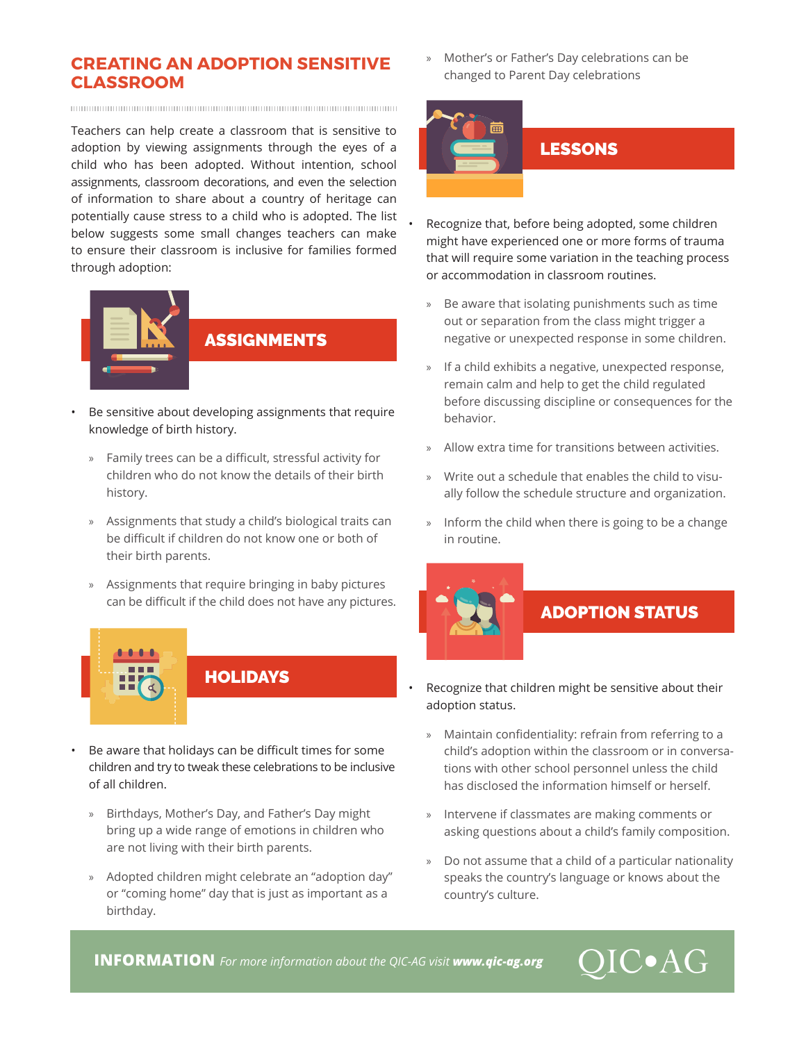# CREATING AN ADOPTION SENSITIVE CLASSROOM

Teachers can help create a classroom that is sensitive to adoption by viewing assignments through the eyes of a child who has been adopted. Without intention, school assignments, classroom decorations, and even the selection of information to share about a country of heritage can potentially cause stress to a child who is adopted. The list below suggests some small changes teachers can make to ensure their classroom is inclusive for families formed through adoption:

## ASSIGNMENTS

- Be sensitive about developing assignments that require knowledge of birth history.
  - Family trees can be a difficult, stressful activity for children who do not know the details of their birth history.
  - Assignments that study a child's biological traits can be difficult if children do not know one or both of their birth parents.
  - Assignments that require bringing in baby pictures can be difficult if the child does not have any pictures.

## HOLIDAYS

- Be aware that holidays can be difficult times for some children and try to tweak these celebrations to be inclusive of all children.
  - Birthdays, Mother's Day, and Father's Day might bring up a wide range of emotions in children who are not living with their birth parents.
  - Adopted children might celebrate an "adoption day" or "coming home" day that is just as important as a birthday.
  - Mother's or Father's Day celebrations can be changed to Parent Day celebrations

## LESSONS

- Recognize that, before being adopted, some children might have experienced one or more forms of trauma that will require some variation in the teaching process or accommodation in classroom routines.
  - Be aware that isolating punishments such as time out or separation from the class might trigger a negative or unexpected response in some children.
  - If a child exhibits a negative, unexpected response, remain calm and help to get the child regulated before discussing discipline or consequences for the behavior.
  - Allow extra time for transitions between activities.
  - Write out a schedule that enables the child to visually follow the schedule structure and organization.
  - Inform the child when there is going to be a change in routine.

## ADOPTION STATUS

- Recognize that children might be sensitive about their adoption status.
  - Maintain confidentiality: refrain from referring to a child's adoption within the classroom or in conversations with other school personnel unless the child has disclosed the information himself or herself.
  - Intervene if classmates are making comments or asking questions about a child's family composition.
  - Do not assume that a child of a particular nationality speaks the country's language or knows about the country's culture.

**INFORMATION** *For more information about the QIC-AG visit* ***www.qic-ag.org***

QIC•AG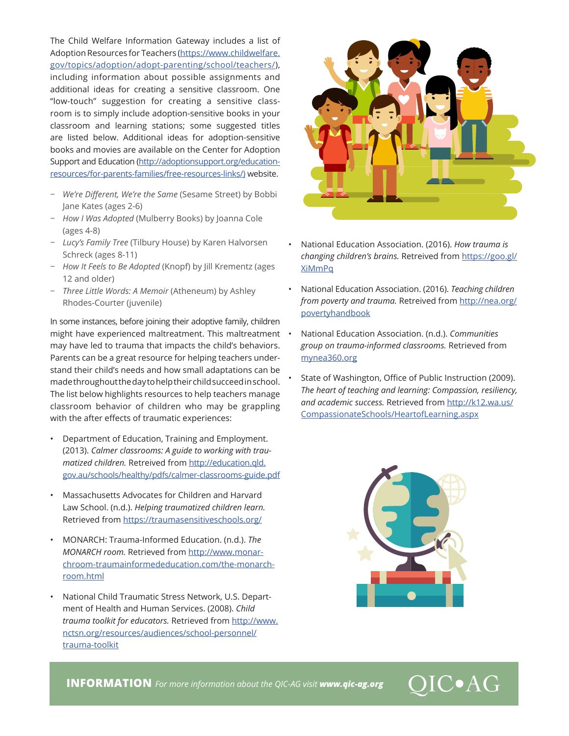The Child Welfare Information Gateway includes a list of Adoption Resources for Teachers (https://www.childwelfare.gov/topics/adoption/adopt-parenting/school/teachers/), including information about possible assignments and additional ideas for creating a sensitive classroom. One "low-touch" suggestion for creating a sensitive classroom is to simply include adoption-sensitive books in your classroom and learning stations; some suggested titles are listed below. Additional ideas for adoption-sensitive books and movies are available on the Center for Adoption Support and Education (http://adoptionsupport.org/education-resources/for-parents-families/free-resources-links/) website.

- *We're Different, We're the Same* (Sesame Street) by Bobbi Jane Kates (ages 2-6)
- *How I Was Adopted* (Mulberry Books) by Joanna Cole (ages 4-8)
- *Lucy's Family Tree* (Tilbury House) by Karen Halvorsen Schreck (ages 8-11)
- *How It Feels to Be Adopted* (Knopf) by Jill Krementz (ages 12 and older)
- *Three Little Words: A Memoir* (Atheneum) by Ashley Rhodes-Courter (juvenile)

In some instances, before joining their adoptive family, children might have experienced maltreatment. This maltreatment may have led to trauma that impacts the child's behaviors. Parents can be a great resource for helping teachers understand their child's needs and how small adaptations can be made throughout the day to help their child succeed in school. The list below highlights resources to help teachers manage classroom behavior of children who may be grappling with the after effects of traumatic experiences:

- Department of Education, Training and Employment. (2013). *Calmer classrooms: A guide to working with traumatized children.* Retreived from http://education.qld.gov.au/schools/healthy/pdfs/calmer-classrooms-guide.pdf
- Massachusetts Advocates for Children and Harvard Law School. (n.d.). *Helping traumatized children learn.* Retrieved from https://traumasensitiveschools.org/
- MONARCH: Trauma-Informed Education. (n.d.). *The MONARCH room.* Retrieved from http://www.monarchroom-traumainformededucation.com/the-monarch-room.html
- National Child Traumatic Stress Network, U.S. Department of Health and Human Services. (2008). *Child trauma toolkit for educators.* Retrieved from http://www.nctsn.org/resources/audiences/school-personnel/trauma-toolkit
- National Education Association. (2016). *How trauma is changing children's brains.* Retreived from https://goo.gl/XiMmPq
- National Education Association. (2016). *Teaching children from poverty and trauma.* Retreived from http://nea.org/povertyhandbook
- National Education Association. (n.d.). *Communities group on trauma-informed classrooms.* Retrieved from mynea360.org
- State of Washington, Office of Public Instruction (2009). *The heart of teaching and learning: Compassion, resiliency, and academic success.* Retrieved from http://k12.wa.us/CompassionateSchools/HeartofLearning.aspx

**INFORMATION** *For more information about the QIC-AG visit* ***www.qic-ag.org***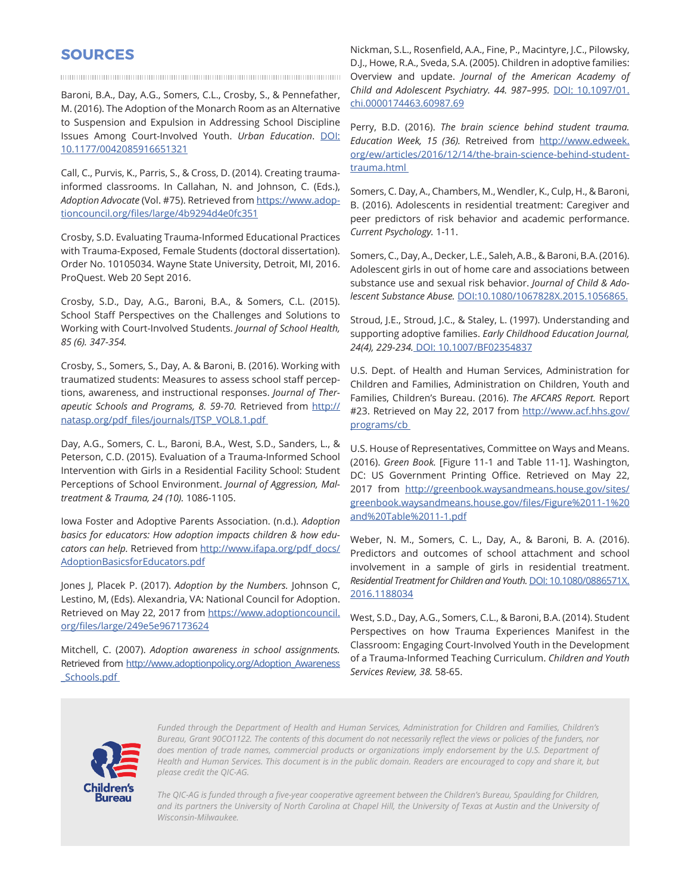## SOURCES

Baroni, B.A., Day, A.G., Somers, C.L., Crosby, S., & Pennefather, M. (2016). The Adoption of the Monarch Room as an Alternative to Suspension and Expulsion in Addressing School Discipline Issues Among Court-Involved Youth. *Urban Education*. DOI: 10.1177/0042085916651321

Call, C., Purvis, K., Parris, S., & Cross, D. (2014). Creating trauma-informed classrooms. In Callahan, N. and Johnson, C. (Eds.), *Adoption Advocate* (Vol. #75). Retrieved from https://www.adoptioncouncil.org/files/large/4b9294d4e0fc351

Crosby, S.D. Evaluating Trauma-Informed Educational Practices with Trauma-Exposed, Female Students (doctoral dissertation). Order No. 10105034. Wayne State University, Detroit, MI, 2016. ProQuest. Web 20 Sept 2016.

Crosby, S.D., Day, A.G., Baroni, B.A., & Somers, C.L. (2015). School Staff Perspectives on the Challenges and Solutions to Working with Court-Involved Students. *Journal of School Health, 85 (6). 347-354.*

Crosby, S., Somers, S., Day, A. & Baroni, B. (2016). Working with traumatized students: Measures to assess school staff perceptions, awareness, and instructional responses. *Journal of Therapeutic Schools and Programs, 8. 59-70.* Retrieved from http://natasp.org/pdf_files/journals/JTSP_VOL8.1.pdf

Day, A.G., Somers, C. L., Baroni, B.A., West, S.D., Sanders, L., & Peterson, C.D. (2015). Evaluation of a Trauma-Informed School Intervention with Girls in a Residential Facility School: Student Perceptions of School Environment. *Journal of Aggression, Maltreatment & Trauma, 24 (10).* 1086-1105.

Iowa Foster and Adoptive Parents Association. (n.d.). *Adoption basics for educators: How adoption impacts children & how educators can help.* Retrieved from http://www.ifapa.org/pdf_docs/AdoptionBasicsforEducators.pdf

Jones J, Placek P. (2017). *Adoption by the Numbers.* Johnson C, Lestino, M, (Eds). Alexandria, VA: National Council for Adoption. Retrieved on May 22, 2017 from https://www.adoptioncouncil.org/files/large/249e5e967173624

Mitchell, C. (2007). *Adoption awareness in school assignments.* Retrieved from http://www.adoptionpolicy.org/Adoption_Awareness_Schools.pdf

Nickman, S.L., Rosenfield, A.A., Fine, P., Macintyre, J.C., Pilowsky, D.J., Howe, R.A., Sveda, S.A. (2005). Children in adoptive families: Overview and update. *Journal of the American Academy of Child and Adolescent Psychiatry. 44. 987–995.* DOI: 10.1097/01.chi.0000174463.60987.69

Perry, B.D. (2016). *The brain science behind student trauma. Education Week, 15 (36).* Retrieved from http://www.edweek.org/ew/articles/2016/12/14/the-brain-science-behind-student-trauma.html

Somers, C. Day, A., Chambers, M., Wendler, K., Culp, H., & Baroni, B. (2016). Adolescents in residential treatment: Caregiver and peer predictors of risk behavior and academic performance. *Current Psychology.* 1-11.

Somers, C., Day, A., Decker, L.E., Saleh, A.B., & Baroni, B.A. (2016). Adolescent girls in out of home care and associations between substance use and sexual risk behavior. *Journal of Child & Adolescent Substance Abuse.* DOI:10.1080/1067828X.2015.1056865.

Stroud, J.E., Stroud, J.C., & Staley, L. (1997). Understanding and supporting adoptive families. *Early Childhood Education Journal, 24(4), 229-234.* DOI: 10.1007/BF02354837

U.S. Dept. of Health and Human Services, Administration for Children and Families, Administration on Children, Youth and Families, Children's Bureau. (2016). *The AFCARS Report.* Report #23. Retrieved on May 22, 2017 from http://www.acf.hhs.gov/programs/cb

U.S. House of Representatives, Committee on Ways and Means. (2016). *Green Book.* [Figure 11-1 and Table 11-1]. Washington, DC: US Government Printing Office. Retrieved on May 22, 2017 from http://greenbook.waysandmeans.house.gov/sites/greenbook.waysandmeans.house.gov/files/Figure%2011-1%20and%20Table%2011-1.pdf

Weber, N. M., Somers, C. L., Day, A., & Baroni, B. A. (2016). Predictors and outcomes of school attachment and school involvement in a sample of girls in residential treatment. *Residential Treatment for Children and Youth.* DOI: 10.1080/0886571X.2016.1188034

West, S.D., Day, A.G., Somers, C.L., & Baroni, B.A. (2014). Student Perspectives on how Trauma Experiences Manifest in the Classroom: Engaging Court-Involved Youth in the Development of a Trauma-Informed Teaching Curriculum. *Children and Youth Services Review, 38.* 58-65.

Children's Bureau

*Funded through the Department of Health and Human Services, Administration for Children and Families, Children's Bureau, Grant 90CO1122. The contents of this document do not necessarily reflect the views or policies of the funders, nor does mention of trade names, commercial products or organizations imply endorsement by the U.S. Department of Health and Human Services. This document is in the public domain. Readers are encouraged to copy and share it, but please credit the QIC-AG.*

*The QIC-AG is funded through a five-year cooperative agreement between the Children's Bureau, Spaulding for Children, and its partners the University of North Carolina at Chapel Hill, the University of Texas at Austin and the University of Wisconsin-Milwaukee.*